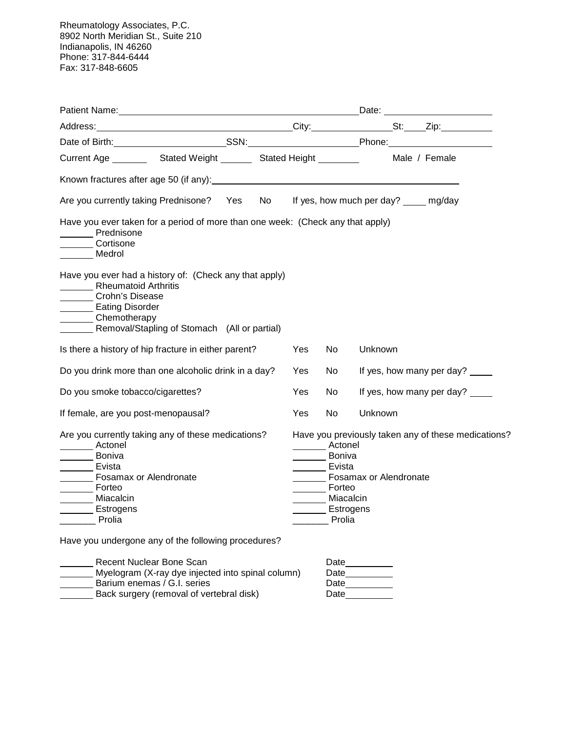Rheumatology Associates, P.C.
8902 North Meridian St., Suite 210
Indianapolis, IN 46260
Phone: 317-844-6444
Fax: 317-848-6605

Patient Name:\_\_\_\_\_\_\_\_\_\_\_\_\_\_\_\_\_\_\_\_\_\_\_\_\_\_\_\_\_\_\_\_\_\_\_\_\_\_\_\_ Date: \_\_\_\_\_\_\_\_\_\_\_\_\_\_\_\_\_\_

Address:\_\_\_\_\_\_\_\_\_\_\_\_\_\_\_\_\_\_\_\_\_\_\_\_\_\_\_\_\_\_\_\_\_\_\_City:\_\_\_\_\_\_\_\_\_\_\_\_\_\_St:\_\_\_\_Zip:\_\_\_\_\_\_\_\_\_

Date of Birth:\_\_\_\_\_\_\_\_\_\_\_\_\_\_\_\_\_\_\_\_SSN:\_\_\_\_\_\_\_\_\_\_\_\_\_\_\_\_\_\_\_\_Phone:\_\_\_\_\_\_\_\_\_\_\_\_\_\_\_\_\_\_

Current Age \_\_\_\_\_\_\_ Stated Weight \_\_\_\_\_\_ Stated Height \_\_\_\_\_\_\_\_ Male / Female

Known fractures after age 50 (if any):\_\_\_\_\_\_\_\_\_\_\_\_\_\_\_\_\_\_\_\_\_\_\_\_\_\_\_\_\_\_\_\_\_\_\_\_\_\_\_\_\_\_\_\_

Are you currently taking Prednisone? Yes No If yes, how much per day? \_\_\_\_\_ mg/day

Have you ever taken for a period of more than one week: (Check any that apply)

\_\_\_\_\_\_\_ Prednisone
\_\_\_\_\_\_\_ Cortisone
\_\_\_\_\_\_\_ Medrol

Have you ever had a history of: (Check any that apply)

\_\_\_\_\_\_\_ Rheumatoid Arthritis
\_\_\_\_\_\_\_ Crohn's Disease
\_\_\_\_\_\_\_ Eating Disorder
\_\_\_\_\_\_\_ Chemotherapy
\_\_\_\_\_\_\_ Removal/Stapling of Stomach (All or partial)

Is there a history of hip fracture in either parent? Yes No Unknown

Do you drink more than one alcoholic drink in a day? Yes No If yes, how many per day? \_\_\_\_\_

Do you smoke tobacco/cigarettes? Yes No If yes, how many per day? \_\_\_\_\_

If female, are you post-menopausal? Yes No Unknown

Are you currently taking any of these medications?

\_\_\_\_\_\_\_ Actonel
\_\_\_\_\_\_\_ Boniva
\_\_\_\_\_\_\_ Evista
\_\_\_\_\_\_\_ Fosamax or Alendronate
\_\_\_\_\_\_\_ Forteo
\_\_\_\_\_\_\_ Miacalcin
\_\_\_\_\_\_\_ Estrogens
\_\_\_\_\_\_\_ Prolia

Have you previously taken any of these medications?

\_\_\_\_\_\_\_ Actonel
\_\_\_\_\_\_\_ Boniva
\_\_\_\_\_\_\_ Evista
\_\_\_\_\_\_\_ Fosamax or Alendronate
\_\_\_\_\_\_\_ Forteo
\_\_\_\_\_\_\_ Miacalcin
\_\_\_\_\_\_\_ Estrogens
\_\_\_\_\_\_\_ Prolia

Have you undergone any of the following procedures?

\_\_\_\_\_\_\_ Recent Nuclear Bone Scan Date\_\_\_\_\_\_\_\_\_\_
\_\_\_\_\_\_\_ Myelogram (X-ray dye injected into spinal column) Date\_\_\_\_\_\_\_\_\_\_
\_\_\_\_\_\_\_ Barium enemas / G.I. series Date\_\_\_\_\_\_\_\_\_\_
\_\_\_\_\_\_\_ Back surgery (removal of vertebral disk) Date\_\_\_\_\_\_\_\_\_\_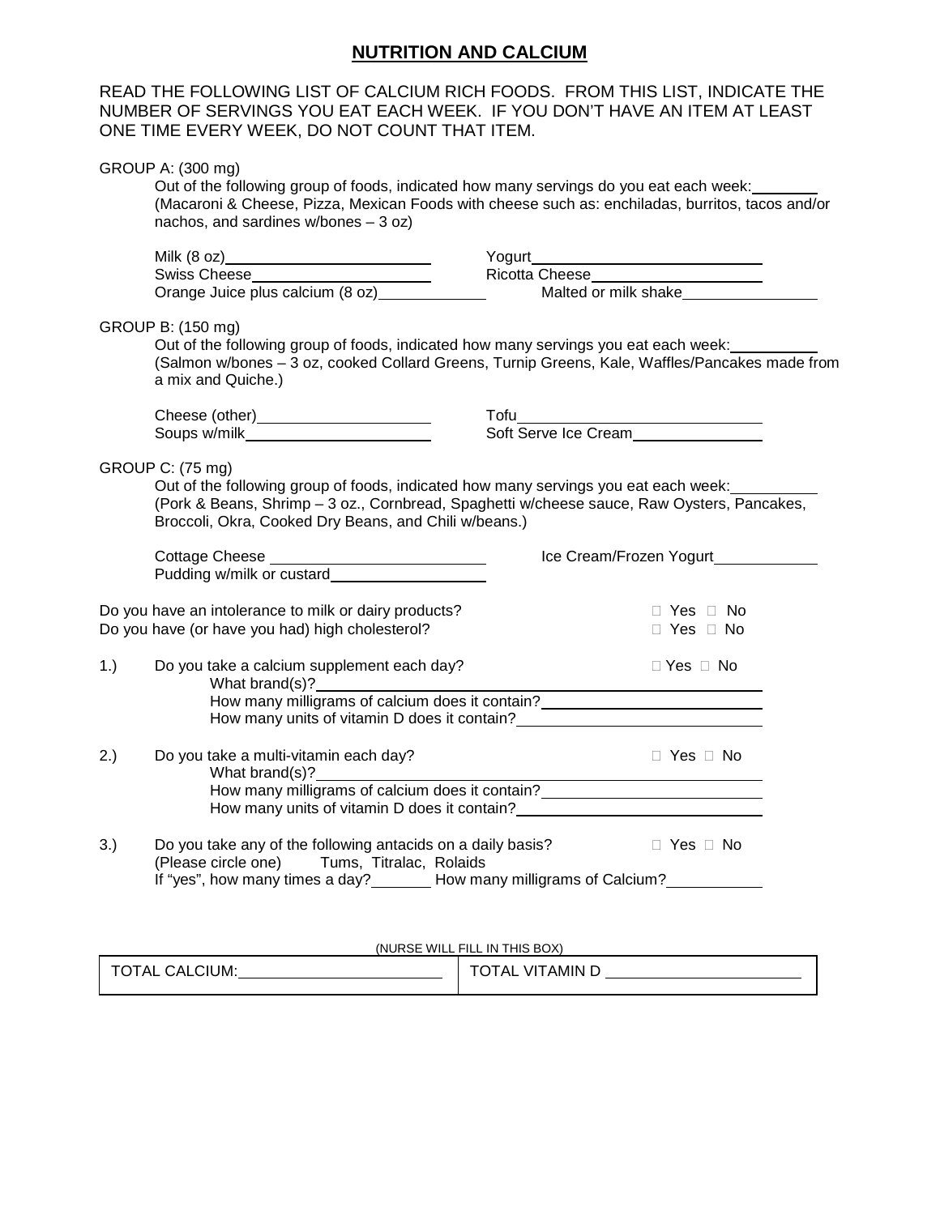# NUTRITION AND CALCIUM

READ THE FOLLOWING LIST OF CALCIUM RICH FOODS. FROM THIS LIST, INDICATE THE NUMBER OF SERVINGS YOU EAT EACH WEEK. IF YOU DON'T HAVE AN ITEM AT LEAST ONE TIME EVERY WEEK, DO NOT COUNT THAT ITEM.

GROUP A: (300 mg)

Out of the following group of foods, indicated how many servings do you eat each week: ________
(Macaroni & Cheese, Pizza, Mexican Foods with cheese such as: enchiladas, burritos, tacos and/or nachos, and sardines w/bones – 3 oz)

Milk (8 oz) ____________________ Yogurt ____________________
Swiss Cheese ____________________ Ricotta Cheese ____________________
Orange Juice plus calcium (8 oz) ____________ Malted or milk shake ____________

GROUP B: (150 mg)

Out of the following group of foods, indicated how many servings you eat each week: ________
(Salmon w/bones – 3 oz, cooked Collard Greens, Turnip Greens, Kale, Waffles/Pancakes made from a mix and Quiche.)

Cheese (other) ____________________ Tofu ____________________
Soups w/milk ____________________ Soft Serve Ice Cream ____________

GROUP C: (75 mg)

Out of the following group of foods, indicated how many servings you eat each week: ________
(Pork & Beans, Shrimp – 3 oz., Cornbread, Spaghetti w/cheese sauce, Raw Oysters, Pancakes, Broccoli, Okra, Cooked Dry Beans, and Chili w/beans.)

Cottage Cheese ____________________ Ice Cream/Frozen Yogurt ____________
Pudding w/milk or custard ____________________

Do you have an intolerance to milk or dairy products? ☐ Yes ☐ No
Do you have (or have you had) high cholesterol? ☐ Yes ☐ No

1.) Do you take a calcium supplement each day? ☐ Yes ☐ No
What brand(s)? ____________________
How many milligrams of calcium does it contain? ____________________
How many units of vitamin D does it contain? ____________________

2.) Do you take a multi-vitamin each day? ☐ Yes ☐ No
What brand(s)? ____________________
How many milligrams of calcium does it contain? ____________________
How many units of vitamin D does it contain? ____________________

3.) Do you take any of the following antacids on a daily basis? ☐ Yes ☐ No
(Please circle one) Tums, Titralac, Rolaids
If "yes", how many times a day? ________ How many milligrams of Calcium? ________

(NURSE WILL FILL IN THIS BOX)

| | |
|---|---|
| TOTAL CALCIUM: ____________ | TOTAL VITAMIN D ____________ |